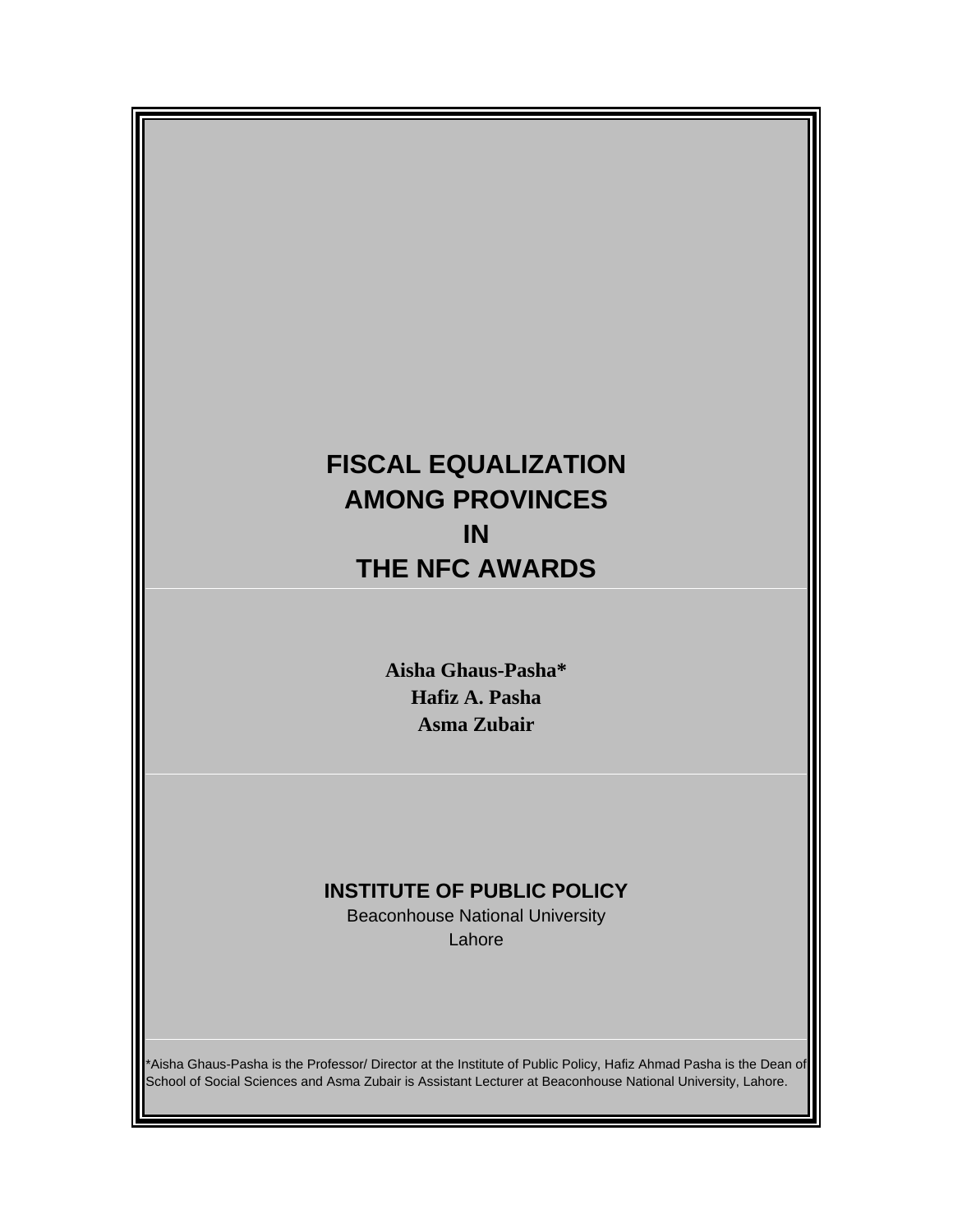# FISCAL EQUALIZATION AMONG PROVINCES IN THE NFC AWARDS

**Aisha Ghaus-Pasha***
**Hafiz A. Pasha**
**Asma Zubair**

**INSTITUTE OF PUBLIC POLICY**
Beaconhouse National University
Lahore

*Aisha Ghaus-Pasha is the Professor/ Director at the Institute of Public Policy, Hafiz Ahmad Pasha is the Dean of School of Social Sciences and Asma Zubair is Assistant Lecturer at Beaconhouse National University, Lahore.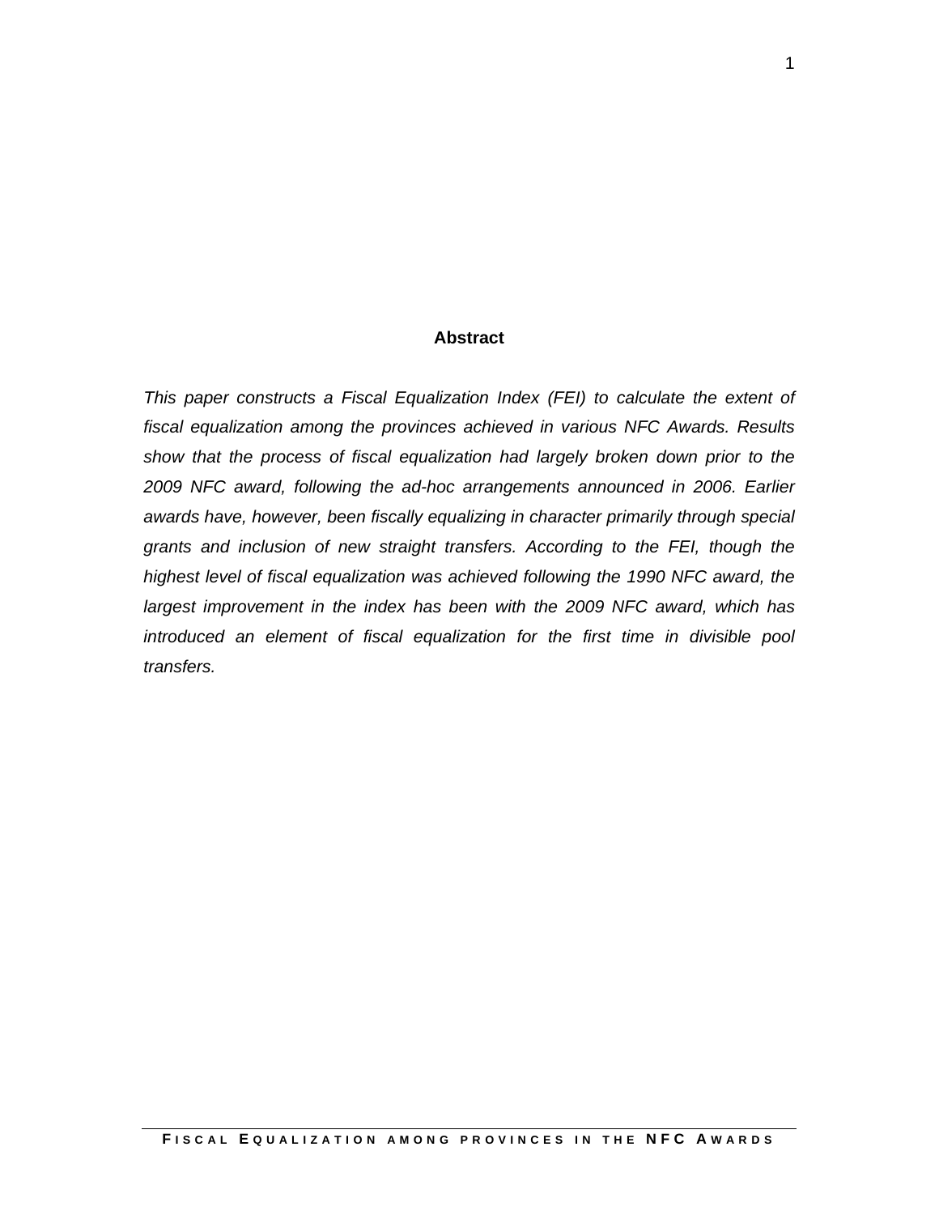**Abstract**

*This paper constructs a Fiscal Equalization Index (FEI) to calculate the extent of fiscal equalization among the provinces achieved in various NFC Awards. Results show that the process of fiscal equalization had largely broken down prior to the 2009 NFC award, following the ad-hoc arrangements announced in 2006. Earlier awards have, however, been fiscally equalizing in character primarily through special grants and inclusion of new straight transfers. According to the FEI, though the highest level of fiscal equalization was achieved following the 1990 NFC award, the largest improvement in the index has been with the 2009 NFC award, which has introduced an element of fiscal equalization for the first time in divisible pool transfers.*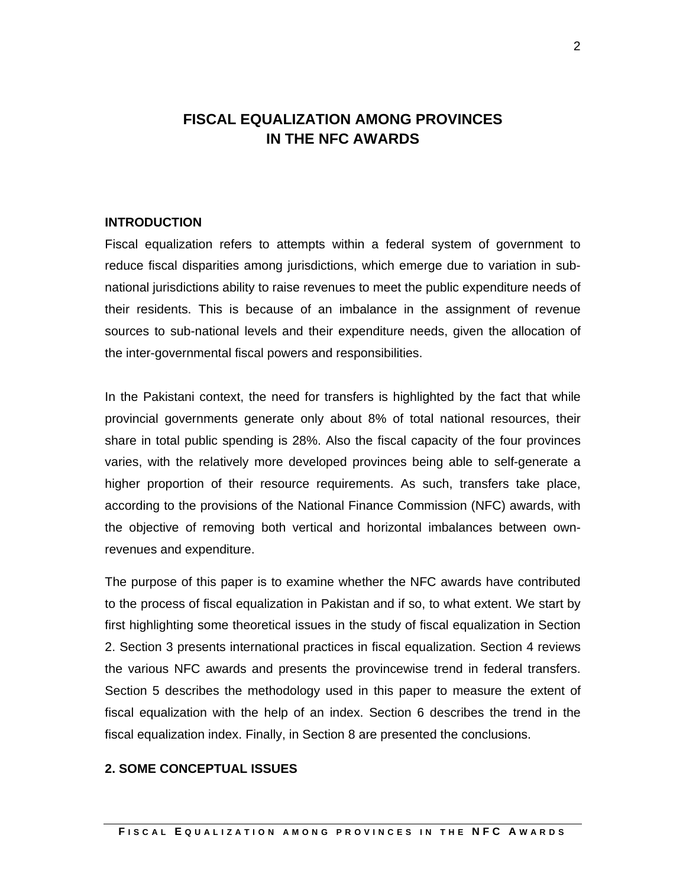# FISCAL EQUALIZATION AMONG PROVINCES IN THE NFC AWARDS

## INTRODUCTION

Fiscal equalization refers to attempts within a federal system of government to reduce fiscal disparities among jurisdictions, which emerge due to variation in sub-national jurisdictions ability to raise revenues to meet the public expenditure needs of their residents. This is because of an imbalance in the assignment of revenue sources to sub-national levels and their expenditure needs, given the allocation of the inter-governmental fiscal powers and responsibilities.

In the Pakistani context, the need for transfers is highlighted by the fact that while provincial governments generate only about 8% of total national resources, their share in total public spending is 28%. Also the fiscal capacity of the four provinces varies, with the relatively more developed provinces being able to self-generate a higher proportion of their resource requirements. As such, transfers take place, according to the provisions of the National Finance Commission (NFC) awards, with the objective of removing both vertical and horizontal imbalances between own-revenues and expenditure.

The purpose of this paper is to examine whether the NFC awards have contributed to the process of fiscal equalization in Pakistan and if so, to what extent. We start by first highlighting some theoretical issues in the study of fiscal equalization in Section 2. Section 3 presents international practices in fiscal equalization. Section 4 reviews the various NFC awards and presents the provincewise trend in federal transfers. Section 5 describes the methodology used in this paper to measure the extent of fiscal equalization with the help of an index. Section 6 describes the trend in the fiscal equalization index. Finally, in Section 8 are presented the conclusions.

## 2. SOME CONCEPTUAL ISSUES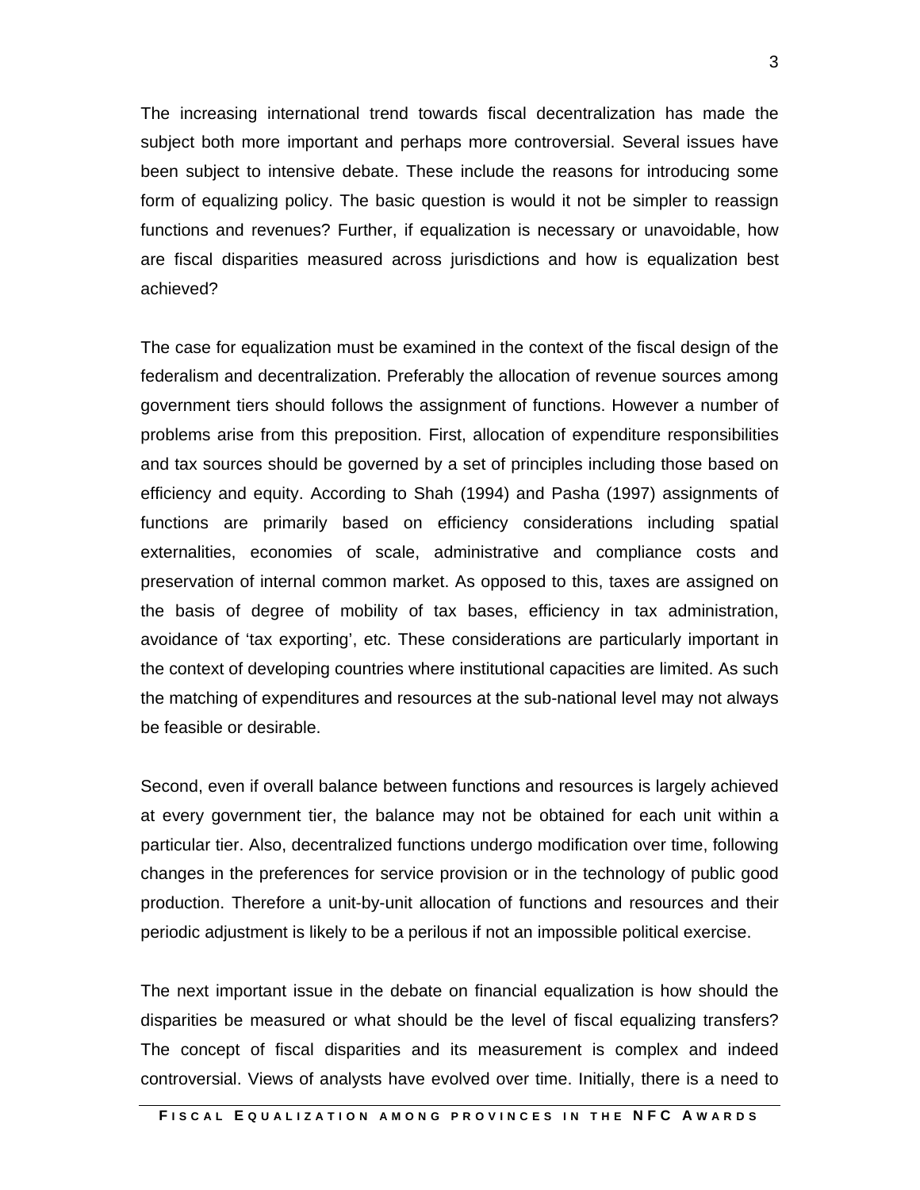The increasing international trend towards fiscal decentralization has made the subject both more important and perhaps more controversial. Several issues have been subject to intensive debate. These include the reasons for introducing some form of equalizing policy. The basic question is would it not be simpler to reassign functions and revenues? Further, if equalization is necessary or unavoidable, how are fiscal disparities measured across jurisdictions and how is equalization best achieved?

The case for equalization must be examined in the context of the fiscal design of the federalism and decentralization. Preferably the allocation of revenue sources among government tiers should follows the assignment of functions. However a number of problems arise from this preposition. First, allocation of expenditure responsibilities and tax sources should be governed by a set of principles including those based on efficiency and equity. According to Shah (1994) and Pasha (1997) assignments of functions are primarily based on efficiency considerations including spatial externalities, economies of scale, administrative and compliance costs and preservation of internal common market. As opposed to this, taxes are assigned on the basis of degree of mobility of tax bases, efficiency in tax administration, avoidance of 'tax exporting', etc. These considerations are particularly important in the context of developing countries where institutional capacities are limited. As such the matching of expenditures and resources at the sub-national level may not always be feasible or desirable.

Second, even if overall balance between functions and resources is largely achieved at every government tier, the balance may not be obtained for each unit within a particular tier. Also, decentralized functions undergo modification over time, following changes in the preferences for service provision or in the technology of public good production. Therefore a unit-by-unit allocation of functions and resources and their periodic adjustment is likely to be a perilous if not an impossible political exercise.

The next important issue in the debate on financial equalization is how should the disparities be measured or what should be the level of fiscal equalizing transfers? The concept of fiscal disparities and its measurement is complex and indeed controversial. Views of analysts have evolved over time. Initially, there is a need to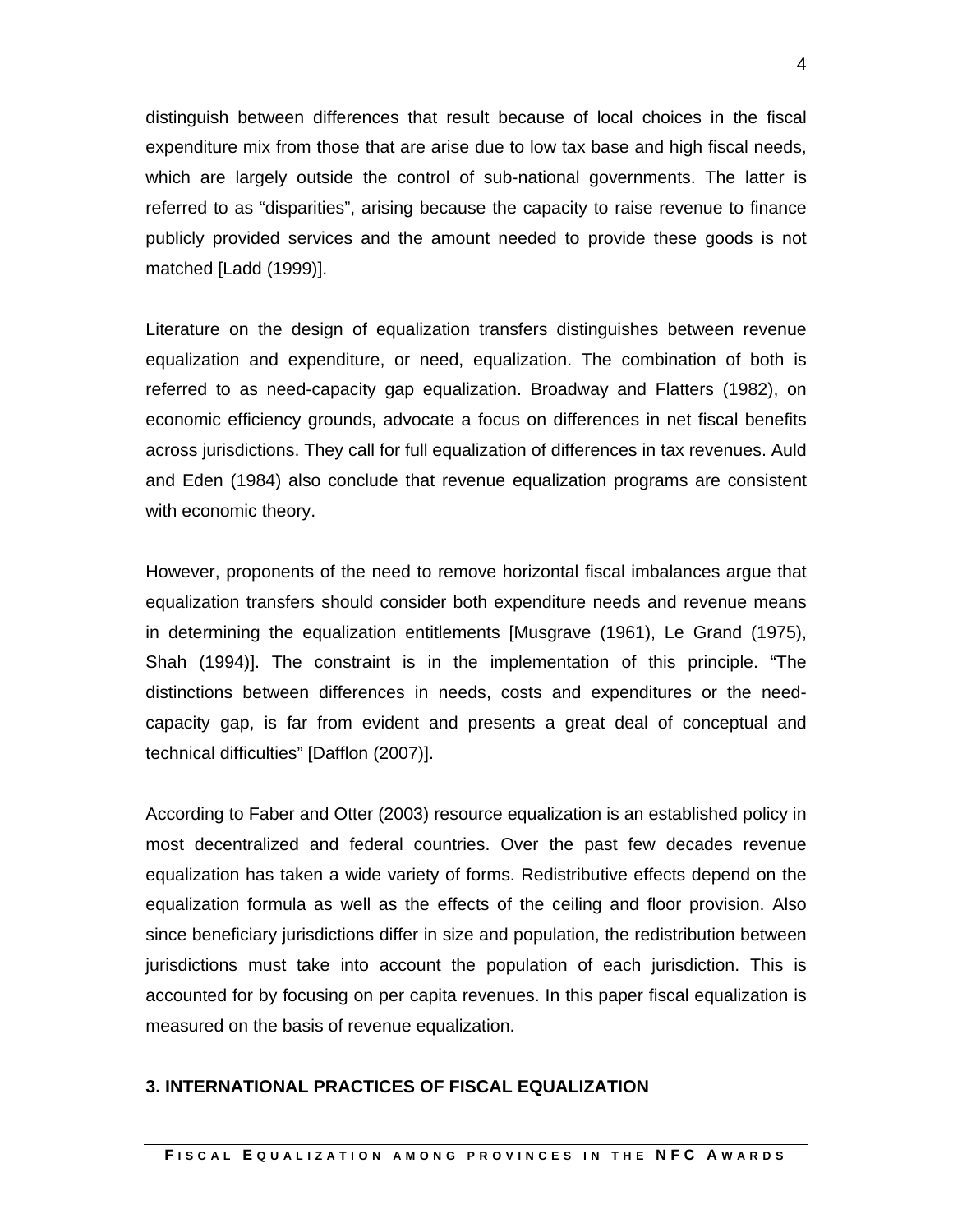distinguish between differences that result because of local choices in the fiscal expenditure mix from those that are arise due to low tax base and high fiscal needs, which are largely outside the control of sub-national governments. The latter is referred to as "disparities", arising because the capacity to raise revenue to finance publicly provided services and the amount needed to provide these goods is not matched [Ladd (1999)].

Literature on the design of equalization transfers distinguishes between revenue equalization and expenditure, or need, equalization. The combination of both is referred to as need-capacity gap equalization. Broadway and Flatters (1982), on economic efficiency grounds, advocate a focus on differences in net fiscal benefits across jurisdictions. They call for full equalization of differences in tax revenues. Auld and Eden (1984) also conclude that revenue equalization programs are consistent with economic theory.

However, proponents of the need to remove horizontal fiscal imbalances argue that equalization transfers should consider both expenditure needs and revenue means in determining the equalization entitlements [Musgrave (1961), Le Grand (1975), Shah (1994)]. The constraint is in the implementation of this principle. "The distinctions between differences in needs, costs and expenditures or the need-capacity gap, is far from evident and presents a great deal of conceptual and technical difficulties" [Dafflon (2007)].

According to Faber and Otter (2003) resource equalization is an established policy in most decentralized and federal countries. Over the past few decades revenue equalization has taken a wide variety of forms. Redistributive effects depend on the equalization formula as well as the effects of the ceiling and floor provision. Also since beneficiary jurisdictions differ in size and population, the redistribution between jurisdictions must take into account the population of each jurisdiction. This is accounted for by focusing on per capita revenues. In this paper fiscal equalization is measured on the basis of revenue equalization.

## 3. INTERNATIONAL PRACTICES OF FISCAL EQUALIZATION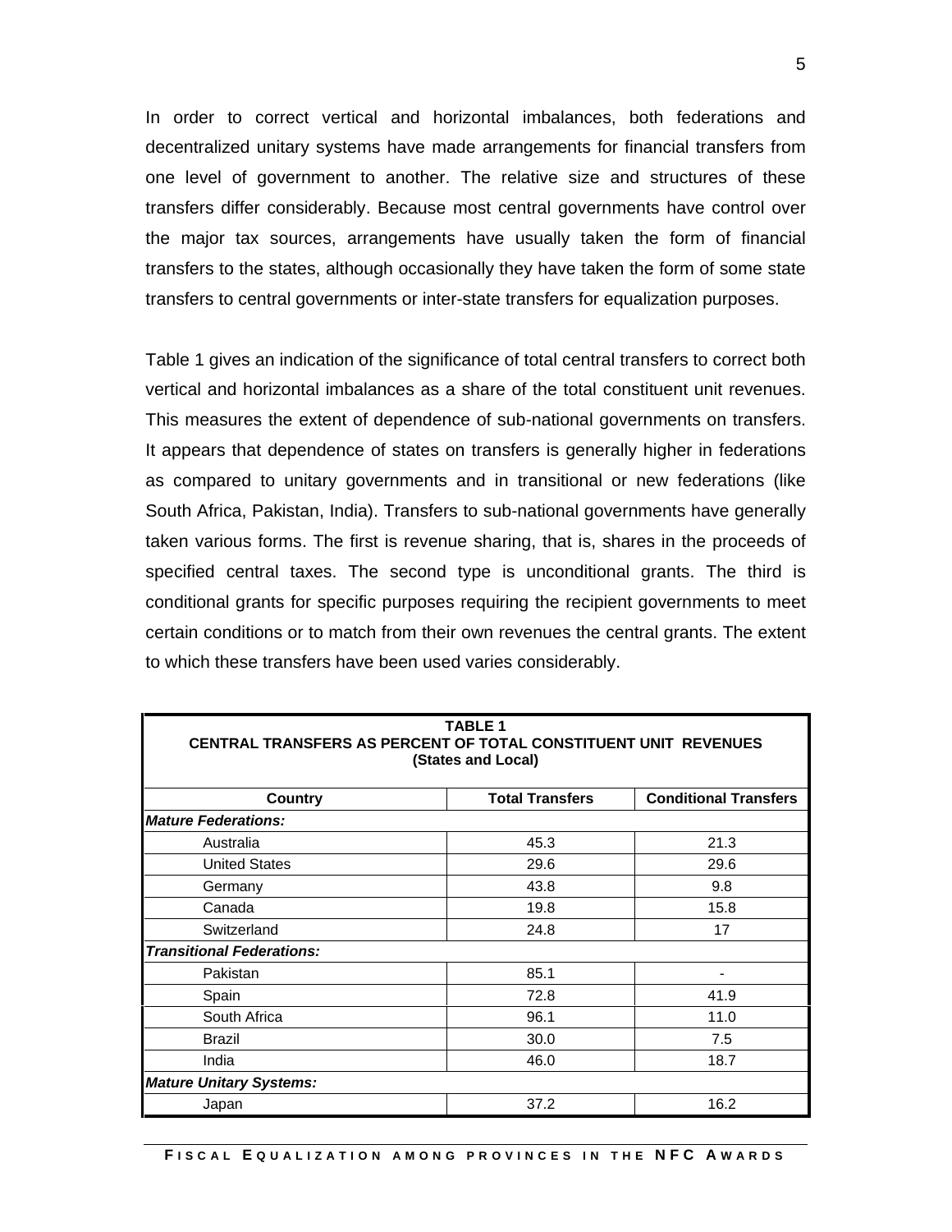In order to correct vertical and horizontal imbalances, both federations and decentralized unitary systems have made arrangements for financial transfers from one level of government to another. The relative size and structures of these transfers differ considerably. Because most central governments have control over the major tax sources, arrangements have usually taken the form of financial transfers to the states, although occasionally they have taken the form of some state transfers to central governments or inter-state transfers for equalization purposes.

Table 1 gives an indication of the significance of total central transfers to correct both vertical and horizontal imbalances as a share of the total constituent unit revenues. This measures the extent of dependence of sub-national governments on transfers. It appears that dependence of states on transfers is generally higher in federations as compared to unitary governments and in transitional or new federations (like South Africa, Pakistan, India). Transfers to sub-national governments have generally taken various forms. The first is revenue sharing, that is, shares in the proceeds of specified central taxes. The second type is unconditional grants. The third is conditional grants for specific purposes requiring the recipient governments to meet certain conditions or to match from their own revenues the central grants. The extent to which these transfers have been used varies considerably.

**TABLE 1**
**CENTRAL TRANSFERS AS PERCENT OF TOTAL CONSTITUENT UNIT REVENUES**
**(States and Local)**

| Country | Total Transfers | Conditional Transfers |
|---|---|---|
| ***Mature Federations:*** | | |
| Australia | 45.3 | 21.3 |
| United States | 29.6 | 29.6 |
| Germany | 43.8 | 9.8 |
| Canada | 19.8 | 15.8 |
| Switzerland | 24.8 | 17 |
| ***Transitional Federations:*** | | |
| Pakistan | 85.1 | - |
| Spain | 72.8 | 41.9 |
| South Africa | 96.1 | 11.0 |
| Brazil | 30.0 | 7.5 |
| India | 46.0 | 18.7 |
| ***Mature Unitary Systems:*** | | |
| Japan | 37.2 | 16.2 |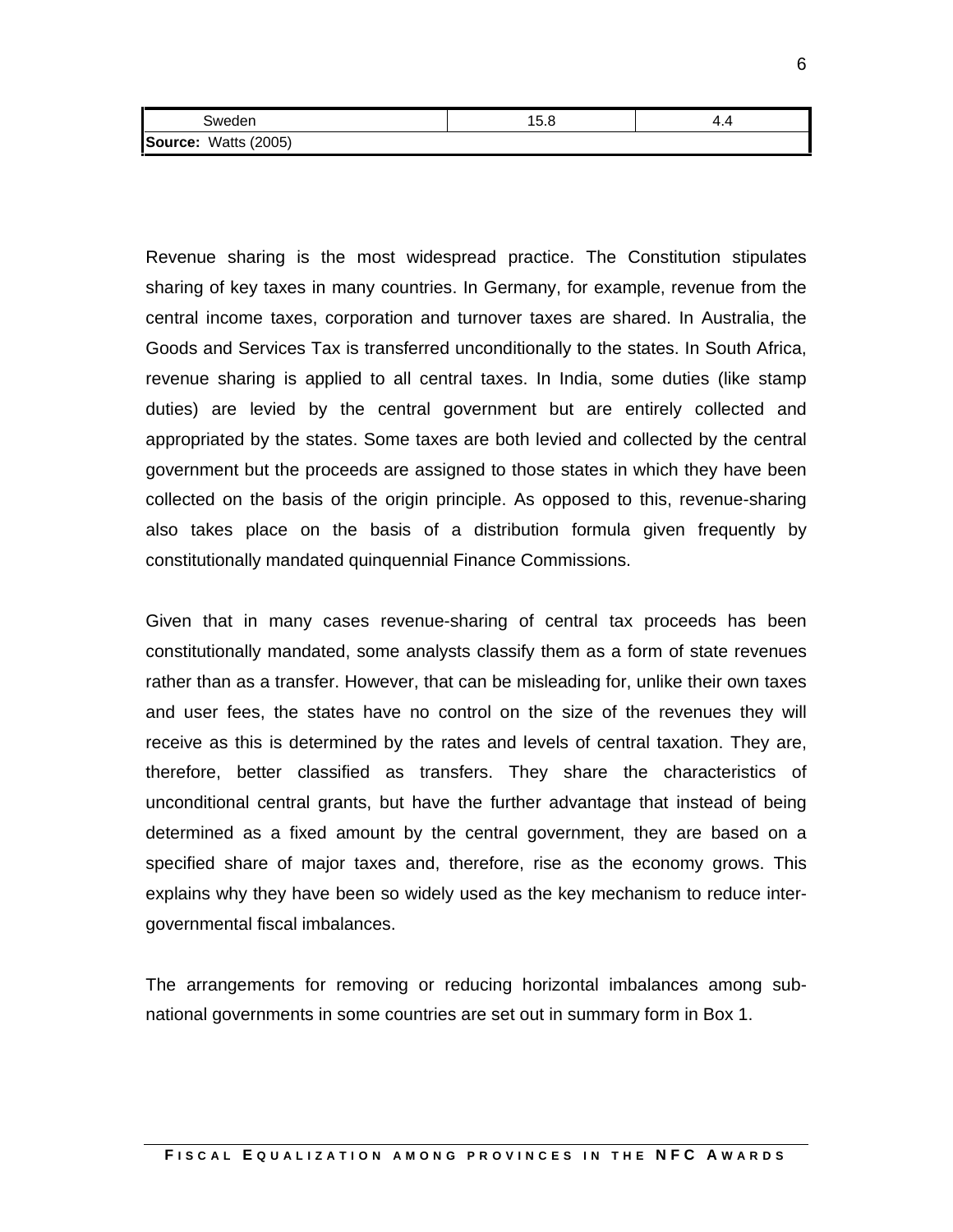| Sweden | 15.8 | 4.4 |
|---|---|---|
| **Source:** Watts (2005) | | |

Revenue sharing is the most widespread practice. The Constitution stipulates sharing of key taxes in many countries. In Germany, for example, revenue from the central income taxes, corporation and turnover taxes are shared. In Australia, the Goods and Services Tax is transferred unconditionally to the states. In South Africa, revenue sharing is applied to all central taxes. In India, some duties (like stamp duties) are levied by the central government but are entirely collected and appropriated by the states. Some taxes are both levied and collected by the central government but the proceeds are assigned to those states in which they have been collected on the basis of the origin principle. As opposed to this, revenue-sharing also takes place on the basis of a distribution formula given frequently by constitutionally mandated quinquennial Finance Commissions.

Given that in many cases revenue-sharing of central tax proceeds has been constitutionally mandated, some analysts classify them as a form of state revenues rather than as a transfer. However, that can be misleading for, unlike their own taxes and user fees, the states have no control on the size of the revenues they will receive as this is determined by the rates and levels of central taxation. They are, therefore, better classified as transfers. They share the characteristics of unconditional central grants, but have the further advantage that instead of being determined as a fixed amount by the central government, they are based on a specified share of major taxes and, therefore, rise as the economy grows. This explains why they have been so widely used as the key mechanism to reduce inter-governmental fiscal imbalances.

The arrangements for removing or reducing horizontal imbalances among sub-national governments in some countries are set out in summary form in Box 1.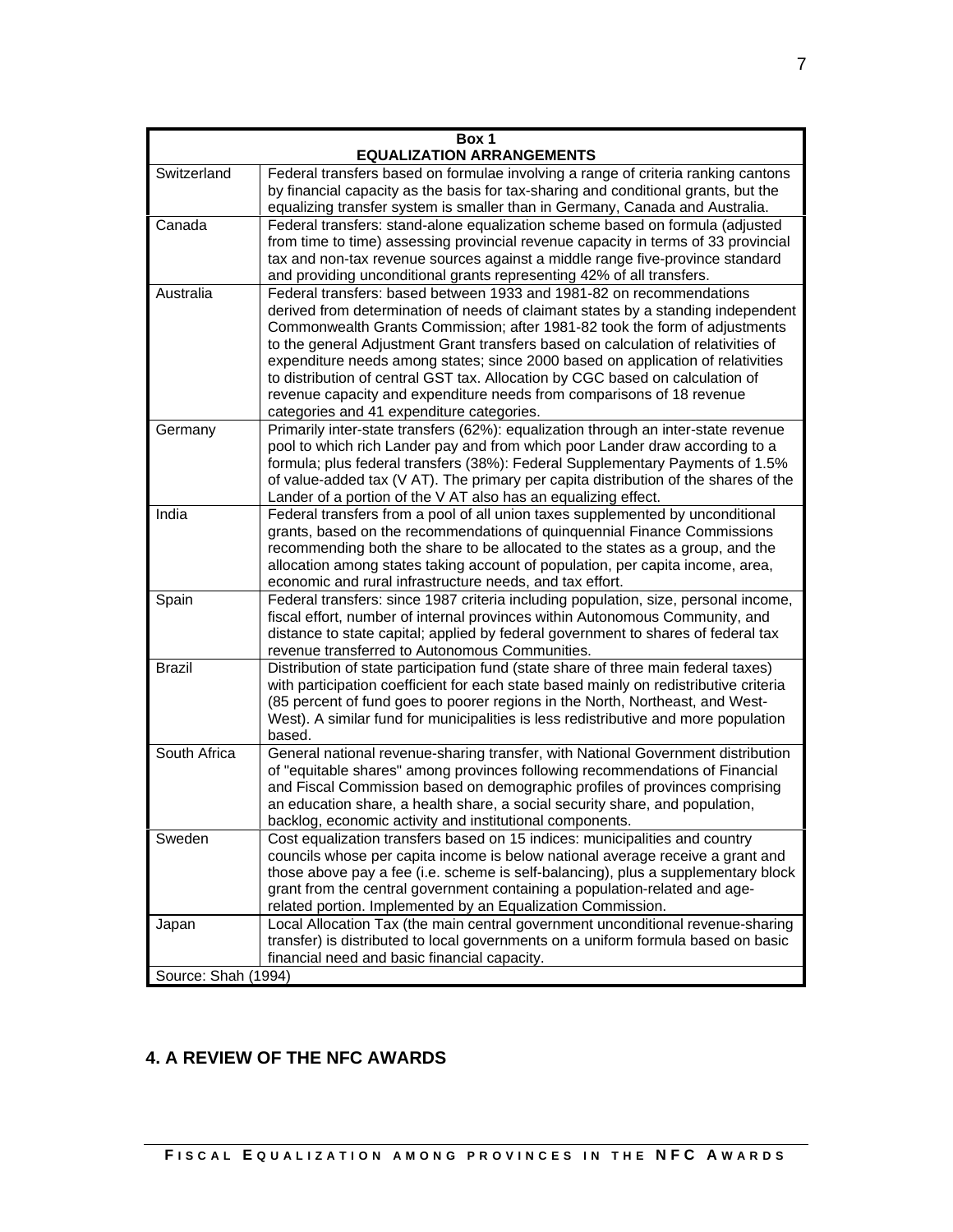| Box 1<br>EQUALIZATION ARRANGEMENTS | |
|---|---|
| Switzerland | Federal transfers based on formulae involving a range of criteria ranking cantons by financial capacity as the basis for tax-sharing and conditional grants, but the equalizing transfer system is smaller than in Germany, Canada and Australia. |
| Canada | Federal transfers: stand-alone equalization scheme based on formula (adjusted from time to time) assessing provincial revenue capacity in terms of 33 provincial tax and non-tax revenue sources against a middle range five-province standard and providing unconditional grants representing 42% of all transfers. |
| Australia | Federal transfers: based between 1933 and 1981-82 on recommendations derived from determination of needs of claimant states by a standing independent Commonwealth Grants Commission; after 1981-82 took the form of adjustments to the general Adjustment Grant transfers based on calculation of relativities of expenditure needs among states; since 2000 based on application of relativities to distribution of central GST tax. Allocation by CGC based on calculation of revenue capacity and expenditure needs from comparisons of 18 revenue categories and 41 expenditure categories. |
| Germany | Primarily inter-state transfers (62%): equalization through an inter-state revenue pool to which rich Lander pay and from which poor Lander draw according to a formula; plus federal transfers (38%): Federal Supplementary Payments of 1.5% of value-added tax (V AT). The primary per capita distribution of the shares of the Lander of a portion of the V AT also has an equalizing effect. |
| India | Federal transfers from a pool of all union taxes supplemented by unconditional grants, based on the recommendations of quinquennial Finance Commissions recommending both the share to be allocated to the states as a group, and the allocation among states taking account of population, per capita income, area, economic and rural infrastructure needs, and tax effort. |
| Spain | Federal transfers: since 1987 criteria including population, size, personal income, fiscal effort, number of internal provinces within Autonomous Community, and distance to state capital; applied by federal government to shares of federal tax revenue transferred to Autonomous Communities. |
| Brazil | Distribution of state participation fund (state share of three main federal taxes) with participation coefficient for each state based mainly on redistributive criteria (85 percent of fund goes to poorer regions in the North, Northeast, and West-West). A similar fund for municipalities is less redistributive and more population based. |
| South Africa | General national revenue-sharing transfer, with National Government distribution of "equitable shares" among provinces following recommendations of Financial and Fiscal Commission based on demographic profiles of provinces comprising an education share, a health share, a social security share, and population, backlog, economic activity and institutional components. |
| Sweden | Cost equalization transfers based on 15 indices: municipalities and country councils whose per capita income is below national average receive a grant and those above pay a fee (i.e. scheme is self-balancing), plus a supplementary block grant from the central government containing a population-related and age-related portion. Implemented by an Equalization Commission. |
| Japan | Local Allocation Tax (the main central government unconditional revenue-sharing transfer) is distributed to local governments on a uniform formula based on basic financial need and basic financial capacity. |
| Source: Shah (1994) | |

## 4. A REVIEW OF THE NFC AWARDS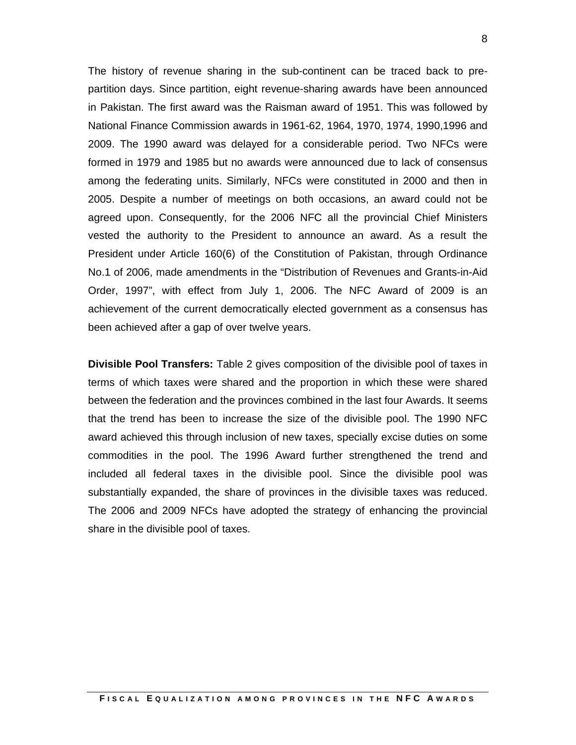The history of revenue sharing in the sub-continent can be traced back to pre-partition days. Since partition, eight revenue-sharing awards have been announced in Pakistan. The first award was the Raisman award of 1951. This was followed by National Finance Commission awards in 1961-62, 1964, 1970, 1974, 1990,1996 and 2009. The 1990 award was delayed for a considerable period. Two NFCs were formed in 1979 and 1985 but no awards were announced due to lack of consensus among the federating units. Similarly, NFCs were constituted in 2000 and then in 2005. Despite a number of meetings on both occasions, an award could not be agreed upon. Consequently, for the 2006 NFC all the provincial Chief Ministers vested the authority to the President to announce an award. As a result the President under Article 160(6) of the Constitution of Pakistan, through Ordinance No.1 of 2006, made amendments in the "Distribution of Revenues and Grants-in-Aid Order, 1997", with effect from July 1, 2006. The NFC Award of 2009 is an achievement of the current democratically elected government as a consensus has been achieved after a gap of over twelve years.

**Divisible Pool Transfers:** Table 2 gives composition of the divisible pool of taxes in terms of which taxes were shared and the proportion in which these were shared between the federation and the provinces combined in the last four Awards. It seems that the trend has been to increase the size of the divisible pool. The 1990 NFC award achieved this through inclusion of new taxes, specially excise duties on some commodities in the pool. The 1996 Award further strengthened the trend and included all federal taxes in the divisible pool. Since the divisible pool was substantially expanded, the share of provinces in the divisible taxes was reduced. The 2006 and 2009 NFCs have adopted the strategy of enhancing the provincial share in the divisible pool of taxes.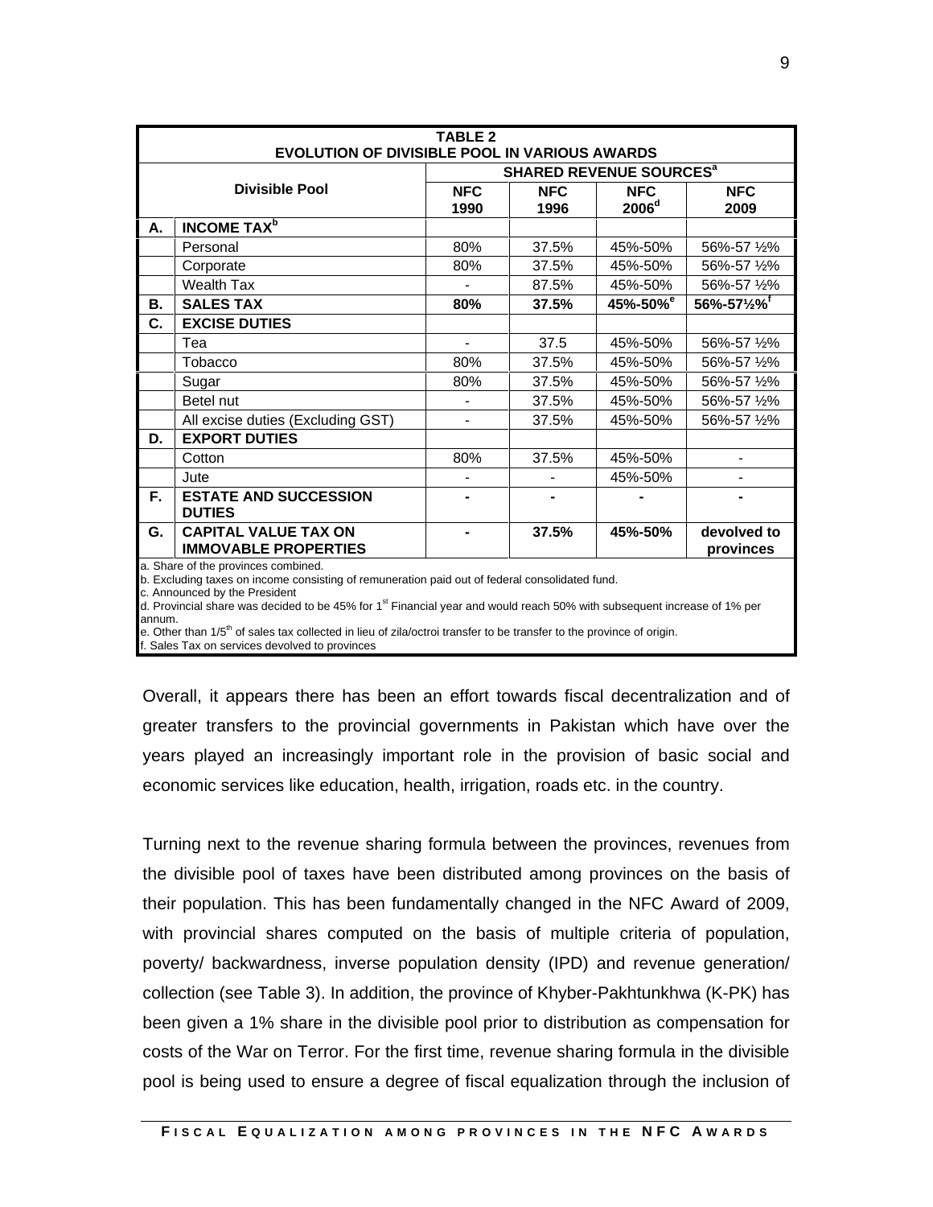**TABLE 2**
**EVOLUTION OF DIVISIBLE POOL IN VARIOUS AWARDS**

| | Divisible Pool | SHARED REVENUE SOURCES[a] | | | |
|---|---|---|---|---|---|
| | | **NFC 1990** | **NFC 1996** | **NFC 2006[d]** | **NFC 2009** |
| **A.** | **INCOME TAX[b]** | | | | |
| | Personal | 80% | 37.5% | 45%-50% | 56%-57 ½% |
| | Corporate | 80% | 37.5% | 45%-50% | 56%-57 ½% |
| | Wealth Tax | - | 87.5% | 45%-50% | 56%-57 ½% |
| **B.** | **SALES TAX** | **80%** | **37.5%** | **45%-50%[e]** | **56%-57½%[f]** |
| **C.** | **EXCISE DUTIES** | | | | |
| | Tea | - | 37.5 | 45%-50% | 56%-57 ½% |
| | Tobacco | 80% | 37.5% | 45%-50% | 56%-57 ½% |
| | Sugar | 80% | 37.5% | 45%-50% | 56%-57 ½% |
| | Betel nut | - | 37.5% | 45%-50% | 56%-57 ½% |
| | All excise duties (Excluding GST) | - | 37.5% | 45%-50% | 56%-57 ½% |
| **D.** | **EXPORT DUTIES** | | | | |
| | Cotton | 80% | 37.5% | 45%-50% | - |
| | Jute | - | - | 45%-50% | - |
| **F.** | **ESTATE AND SUCCESSION DUTIES** | **-** | **-** | **-** | **-** |
| **G.** | **CAPITAL VALUE TAX ON IMMOVABLE PROPERTIES** | **-** | **37.5%** | **45%-50%** | **devolved to provinces** |

a. Share of the provinces combined.
b. Excluding taxes on income consisting of remuneration paid out of federal consolidated fund.
c. Announced by the President
d. Provincial share was decided to be 45% for 1st Financial year and would reach 50% with subsequent increase of 1% per annum.
e. Other than 1/5th of sales tax collected in lieu of zila/octroi transfer to be transfer to the province of origin.
f. Sales Tax on services devolved to provinces

Overall, it appears there has been an effort towards fiscal decentralization and of greater transfers to the provincial governments in Pakistan which have over the years played an increasingly important role in the provision of basic social and economic services like education, health, irrigation, roads etc. in the country.

Turning next to the revenue sharing formula between the provinces, revenues from the divisible pool of taxes have been distributed among provinces on the basis of their population. This has been fundamentally changed in the NFC Award of 2009, with provincial shares computed on the basis of multiple criteria of population, poverty/ backwardness, inverse population density (IPD) and revenue generation/ collection (see Table 3). In addition, the province of Khyber-Pakhtunkhwa (K-PK) has been given a 1% share in the divisible pool prior to distribution as compensation for costs of the War on Terror. For the first time, revenue sharing formula in the divisible pool is being used to ensure a degree of fiscal equalization through the inclusion of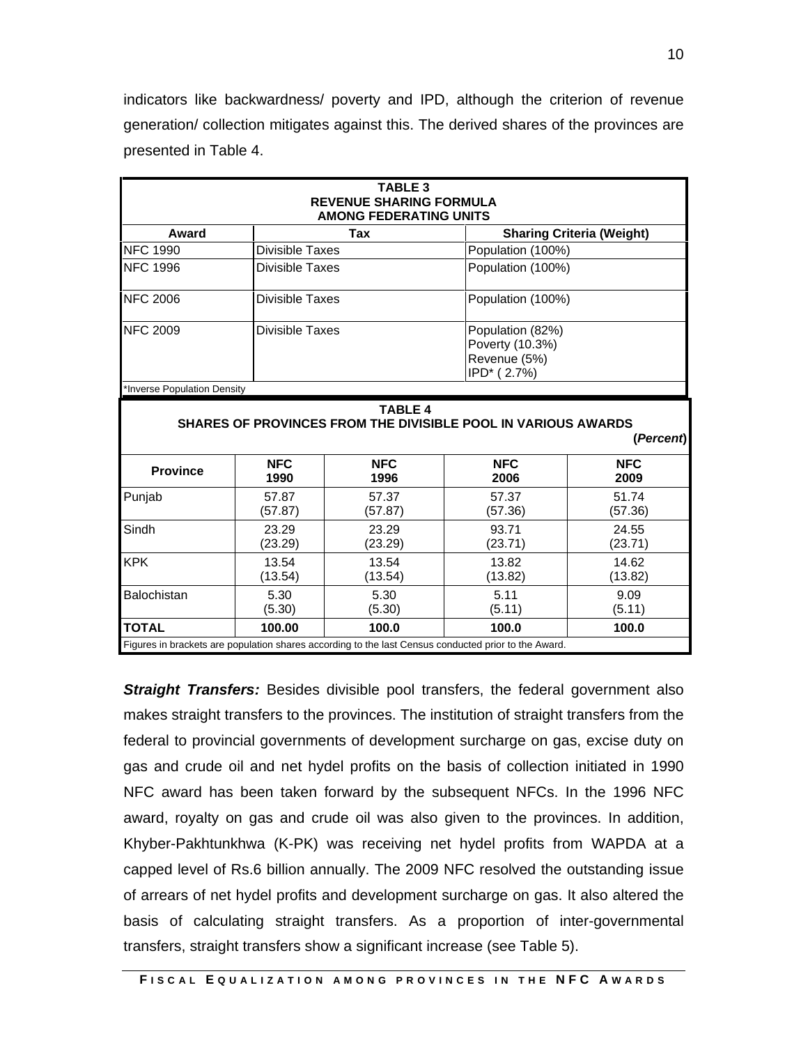indicators like backwardness/ poverty and IPD, although the criterion of revenue generation/ collection mitigates against this. The derived shares of the provinces are presented in Table 4.

**TABLE 3**
**REVENUE SHARING FORMULA AMONG FEDERATING UNITS**

| Award | Tax | Sharing Criteria (Weight) |
|---|---|---|
| NFC 1990 | Divisible Taxes | Population (100%) |
| NFC 1996 | Divisible Taxes | Population (100%) |
| NFC 2006 | Divisible Taxes | Population (100%) |
| NFC 2009 | Divisible Taxes | Population (82%)<br>Poverty (10.3%)<br>Revenue (5%)<br>IPD* ( 2.7%) |

*Inverse Population Density

**TABLE 4**
**SHARES OF PROVINCES FROM THE DIVISIBLE POOL IN VARIOUS AWARDS**

**(*Percent*)**

| Province | NFC 1990 | NFC 1996 | NFC 2006 | NFC 2009 |
|---|---|---|---|---|
| Punjab | 57.87<br>(57.87) | 57.37<br>(57.87) | 57.37<br>(57.36) | 51.74<br>(57.36) |
| Sindh | 23.29<br>(23.29) | 23.29<br>(23.29) | 93.71<br>(23.71) | 24.55<br>(23.71) |
| KPK | 13.54<br>(13.54) | 13.54<br>(13.54) | 13.82<br>(13.82) | 14.62<br>(13.82) |
| Balochistan | 5.30<br>(5.30) | 5.30<br>(5.30) | 5.11<br>(5.11) | 9.09<br>(5.11) |
| **TOTAL** | **100.00** | **100.0** | **100.0** | **100.0** |

Figures in brackets are population shares according to the last Census conducted prior to the Award.

***Straight Transfers:*** Besides divisible pool transfers, the federal government also makes straight transfers to the provinces. The institution of straight transfers from the federal to provincial governments of development surcharge on gas, excise duty on gas and crude oil and net hydel profits on the basis of collection initiated in 1990 NFC award has been taken forward by the subsequent NFCs. In the 1996 NFC award, royalty on gas and crude oil was also given to the provinces. In addition, Khyber-Pakhtunkhwa (K-PK) was receiving net hydel profits from WAPDA at a capped level of Rs.6 billion annually. The 2009 NFC resolved the outstanding issue of arrears of net hydel profits and development surcharge on gas. It also altered the basis of calculating straight transfers. As a proportion of inter-governmental transfers, straight transfers show a significant increase (see Table 5).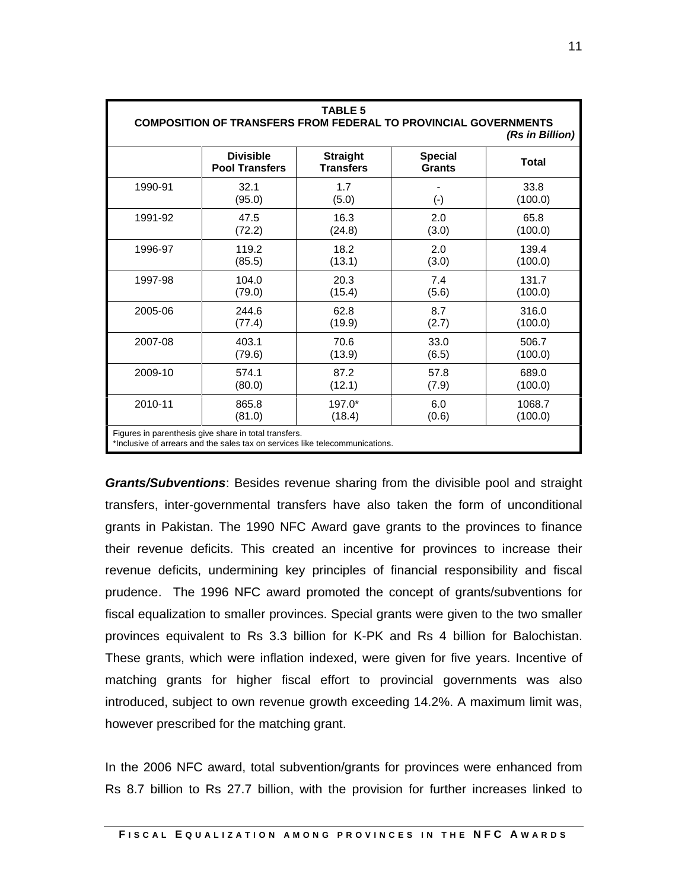**TABLE 5**
**COMPOSITION OF TRANSFERS FROM FEDERAL TO PROVINCIAL GOVERNMENTS**
***(Rs in Billion)***

| | Divisible Pool Transfers | Straight Transfers | Special Grants | Total |
|---|---|---|---|---|
| 1990-91 | 32.1 (95.0) | 1.7 (5.0) | - (-) | 33.8 (100.0) |
| 1991-92 | 47.5 (72.2) | 16.3 (24.8) | 2.0 (3.0) | 65.8 (100.0) |
| 1996-97 | 119.2 (85.5) | 18.2 (13.1) | 2.0 (3.0) | 139.4 (100.0) |
| 1997-98 | 104.0 (79.0) | 20.3 (15.4) | 7.4 (5.6) | 131.7 (100.0) |
| 2005-06 | 244.6 (77.4) | 62.8 (19.9) | 8.7 (2.7) | 316.0 (100.0) |
| 2007-08 | 403.1 (79.6) | 70.6 (13.9) | 33.0 (6.5) | 506.7 (100.0) |
| 2009-10 | 574.1 (80.0) | 87.2 (12.1) | 57.8 (7.9) | 689.0 (100.0) |
| 2010-11 | 865.8 (81.0) | 197.0* (18.4) | 6.0 (0.6) | 1068.7 (100.0) |

Figures in parenthesis give share in total transfers.
*Inclusive of arrears and the sales tax on services like telecommunications.

***Grants/Subventions***: Besides revenue sharing from the divisible pool and straight transfers, inter-governmental transfers have also taken the form of unconditional grants in Pakistan. The 1990 NFC Award gave grants to the provinces to finance their revenue deficits. This created an incentive for provinces to increase their revenue deficits, undermining key principles of financial responsibility and fiscal prudence. The 1996 NFC award promoted the concept of grants/subventions for fiscal equalization to smaller provinces. Special grants were given to the two smaller provinces equivalent to Rs 3.3 billion for K-PK and Rs 4 billion for Balochistan. These grants, which were inflation indexed, were given for five years. Incentive of matching grants for higher fiscal effort to provincial governments was also introduced, subject to own revenue growth exceeding 14.2%. A maximum limit was, however prescribed for the matching grant.

In the 2006 NFC award, total subvention/grants for provinces were enhanced from Rs 8.7 billion to Rs 27.7 billion, with the provision for further increases linked to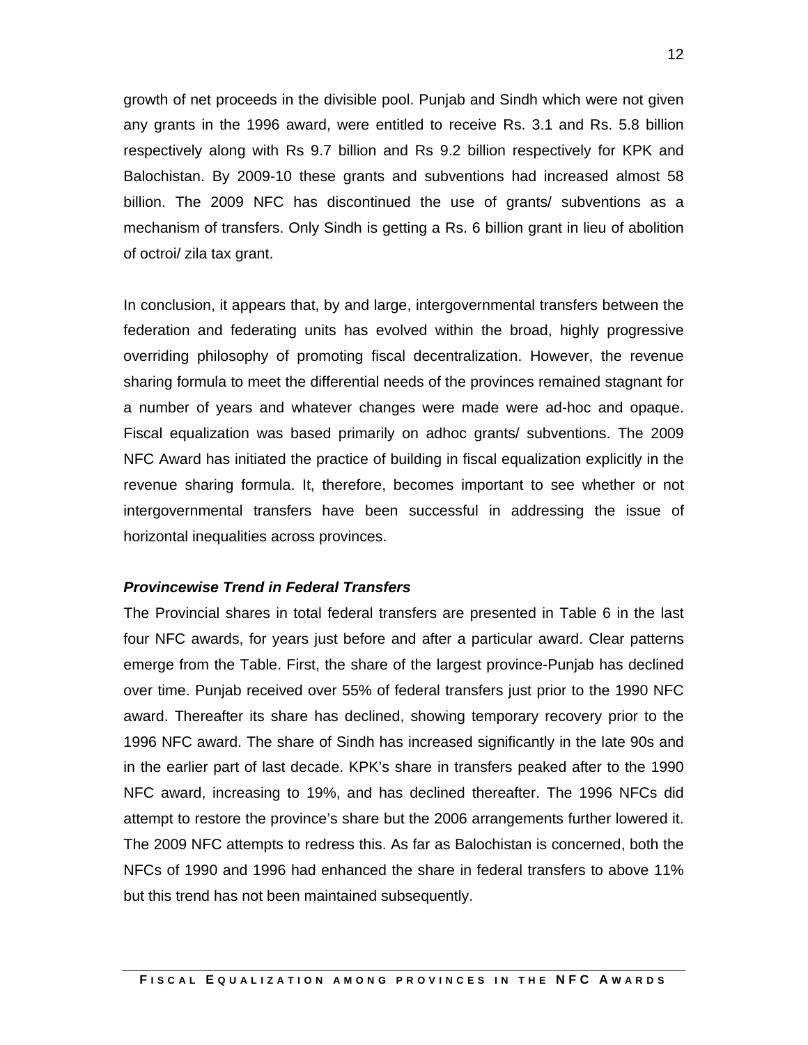growth of net proceeds in the divisible pool. Punjab and Sindh which were not given any grants in the 1996 award, were entitled to receive Rs. 3.1 and Rs. 5.8 billion respectively along with Rs 9.7 billion and Rs 9.2 billion respectively for KPK and Balochistan. By 2009-10 these grants and subventions had increased almost 58 billion. The 2009 NFC has discontinued the use of grants/ subventions as a mechanism of transfers. Only Sindh is getting a Rs. 6 billion grant in lieu of abolition of octroi/ zila tax grant.

In conclusion, it appears that, by and large, intergovernmental transfers between the federation and federating units has evolved within the broad, highly progressive overriding philosophy of promoting fiscal decentralization. However, the revenue sharing formula to meet the differential needs of the provinces remained stagnant for a number of years and whatever changes were made were ad-hoc and opaque. Fiscal equalization was based primarily on adhoc grants/ subventions. The 2009 NFC Award has initiated the practice of building in fiscal equalization explicitly in the revenue sharing formula. It, therefore, becomes important to see whether or not intergovernmental transfers have been successful in addressing the issue of horizontal inequalities across provinces.

***Provincewise Trend in Federal Transfers***

The Provincial shares in total federal transfers are presented in Table 6 in the last four NFC awards, for years just before and after a particular award. Clear patterns emerge from the Table. First, the share of the largest province-Punjab has declined over time. Punjab received over 55% of federal transfers just prior to the 1990 NFC award. Thereafter its share has declined, showing temporary recovery prior to the 1996 NFC award. The share of Sindh has increased significantly in the late 90s and in the earlier part of last decade. KPK's share in transfers peaked after to the 1990 NFC award, increasing to 19%, and has declined thereafter. The 1996 NFCs did attempt to restore the province's share but the 2006 arrangements further lowered it. The 2009 NFC attempts to redress this. As far as Balochistan is concerned, both the NFCs of 1990 and 1996 had enhanced the share in federal transfers to above 11% but this trend has not been maintained subsequently.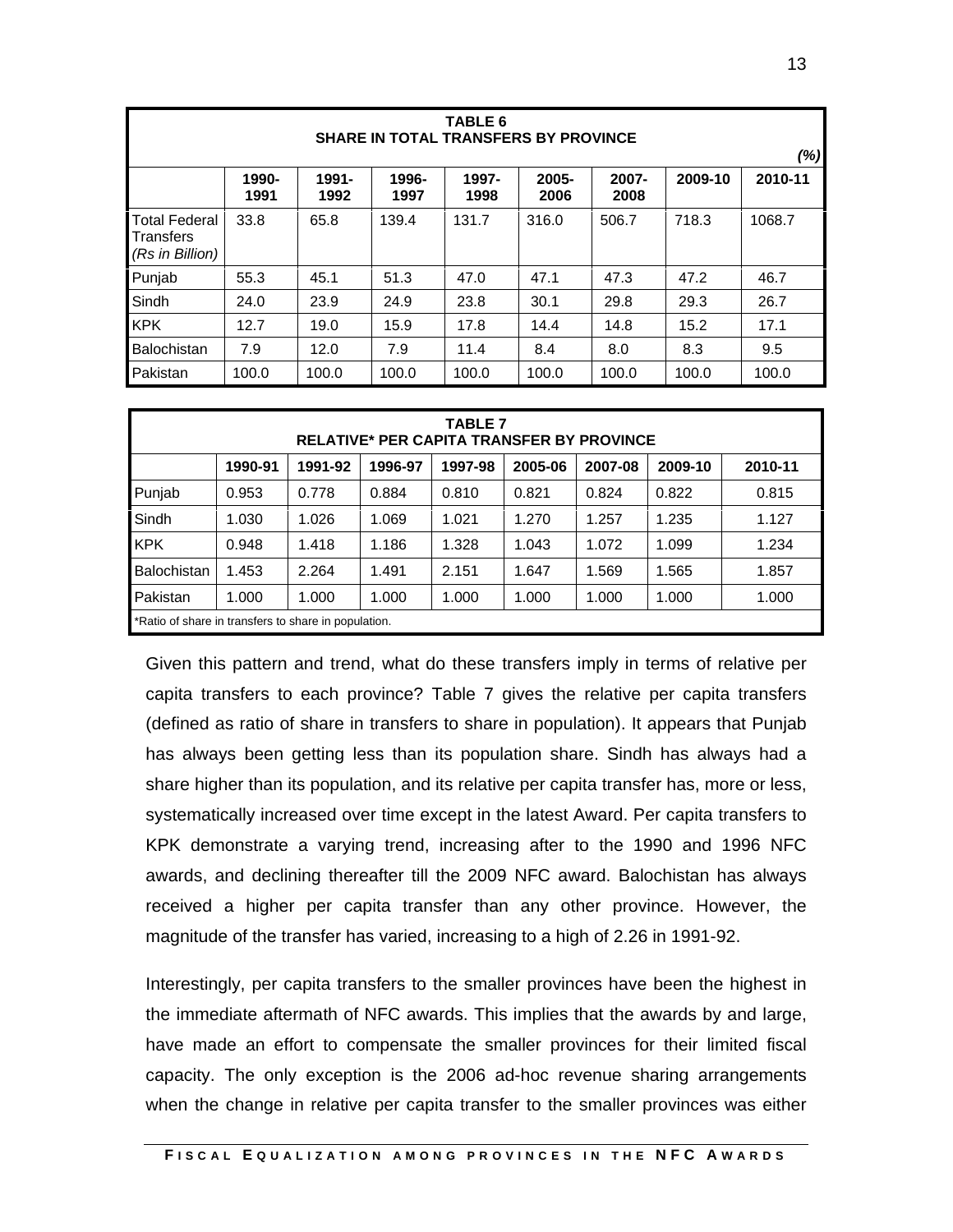**TABLE 6**
**SHARE IN TOTAL TRANSFERS BY PROVINCE**

*(%)*

| | 1990-1991 | 1991-1992 | 1996-1997 | 1997-1998 | 2005-2006 | 2007-2008 | 2009-10 | 2010-11 |
|---|---|---|---|---|---|---|---|---|
| Total Federal Transfers *(Rs in Billion)* | 33.8 | 65.8 | 139.4 | 131.7 | 316.0 | 506.7 | 718.3 | 1068.7 |
| Punjab | 55.3 | 45.1 | 51.3 | 47.0 | 47.1 | 47.3 | 47.2 | 46.7 |
| Sindh | 24.0 | 23.9 | 24.9 | 23.8 | 30.1 | 29.8 | 29.3 | 26.7 |
| KPK | 12.7 | 19.0 | 15.9 | 17.8 | 14.4 | 14.8 | 15.2 | 17.1 |
| Balochistan | 7.9 | 12.0 | 7.9 | 11.4 | 8.4 | 8.0 | 8.3 | 9.5 |
| Pakistan | 100.0 | 100.0 | 100.0 | 100.0 | 100.0 | 100.0 | 100.0 | 100.0 |

**TABLE 7**
**RELATIVE* PER CAPITA TRANSFER BY PROVINCE**

| | 1990-91 | 1991-92 | 1996-97 | 1997-98 | 2005-06 | 2007-08 | 2009-10 | 2010-11 |
|---|---|---|---|---|---|---|---|---|
| Punjab | 0.953 | 0.778 | 0.884 | 0.810 | 0.821 | 0.824 | 0.822 | 0.815 |
| Sindh | 1.030 | 1.026 | 1.069 | 1.021 | 1.270 | 1.257 | 1.235 | 1.127 |
| KPK | 0.948 | 1.418 | 1.186 | 1.328 | 1.043 | 1.072 | 1.099 | 1.234 |
| Balochistan | 1.453 | 2.264 | 1.491 | 2.151 | 1.647 | 1.569 | 1.565 | 1.857 |
| Pakistan | 1.000 | 1.000 | 1.000 | 1.000 | 1.000 | 1.000 | 1.000 | 1.000 |

*Ratio of share in transfers to share in population.

Given this pattern and trend, what do these transfers imply in terms of relative per capita transfers to each province? Table 7 gives the relative per capita transfers (defined as ratio of share in transfers to share in population). It appears that Punjab has always been getting less than its population share. Sindh has always had a share higher than its population, and its relative per capita transfer has, more or less, systematically increased over time except in the latest Award. Per capita transfers to KPK demonstrate a varying trend, increasing after to the 1990 and 1996 NFC awards, and declining thereafter till the 2009 NFC award. Balochistan has always received a higher per capita transfer than any other province. However, the magnitude of the transfer has varied, increasing to a high of 2.26 in 1991-92.

Interestingly, per capita transfers to the smaller provinces have been the highest in the immediate aftermath of NFC awards. This implies that the awards by and large, have made an effort to compensate the smaller provinces for their limited fiscal capacity. The only exception is the 2006 ad-hoc revenue sharing arrangements when the change in relative per capita transfer to the smaller provinces was either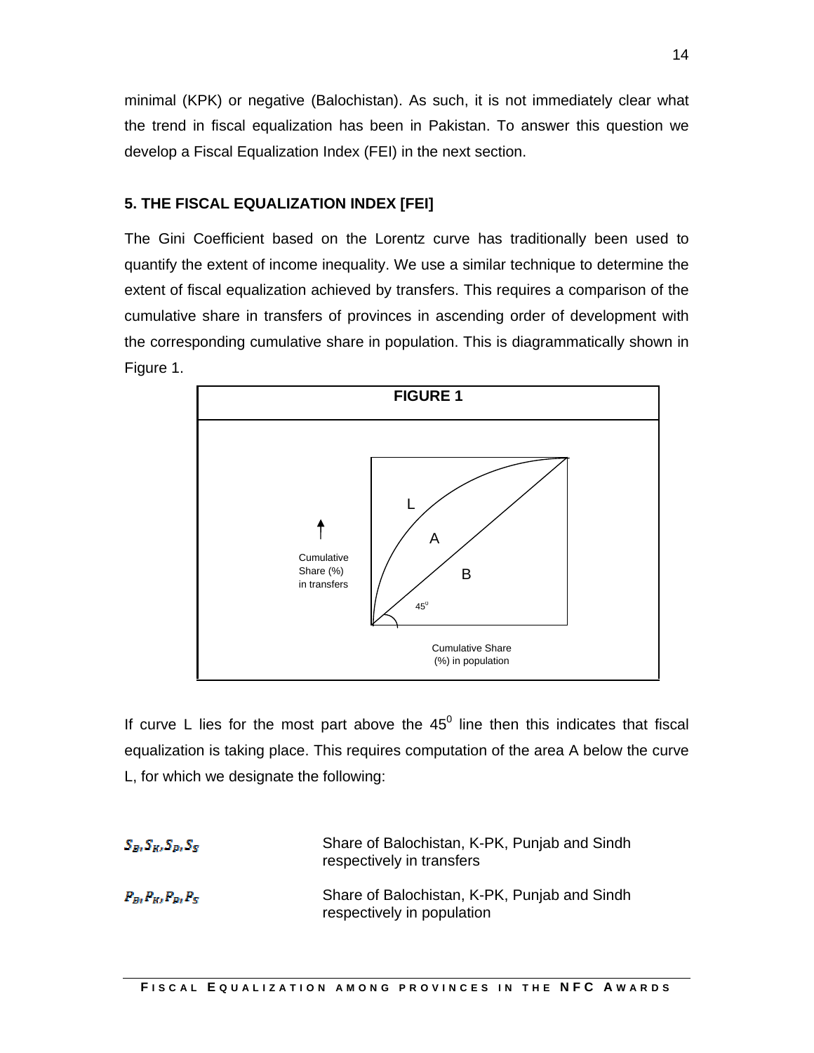minimal (KPK) or negative (Balochistan). As such, it is not immediately clear what the trend in fiscal equalization has been in Pakistan. To answer this question we develop a Fiscal Equalization Index (FEI) in the next section.

## 5. THE FISCAL EQUALIZATION INDEX [FEI]

The Gini Coefficient based on the Lorentz curve has traditionally been used to quantify the extent of income inequality. We use a similar technique to determine the extent of fiscal equalization achieved by transfers. This requires a comparison of the cumulative share in transfers of provinces in ascending order of development with the corresponding cumulative share in population. This is diagrammatically shown in Figure 1.

**FIGURE 1**

L

A

B

Cumulative Share (%) in transfers

$45^0$

Cumulative Share (%) in population

If curve L lies for the most part above the $45^0$ line then this indicates that fiscal equalization is taking place. This requires computation of the area A below the curve L, for which we designate the following:

| | |
|---|---|
| $S_B, S_K, S_P, S_S$ | Share of Balochistan, K-PK, Punjab and Sindh respectively in transfers |
| $P_B, P_K, P_P, P_S$ | Share of Balochistan, K-PK, Punjab and Sindh respectively in population |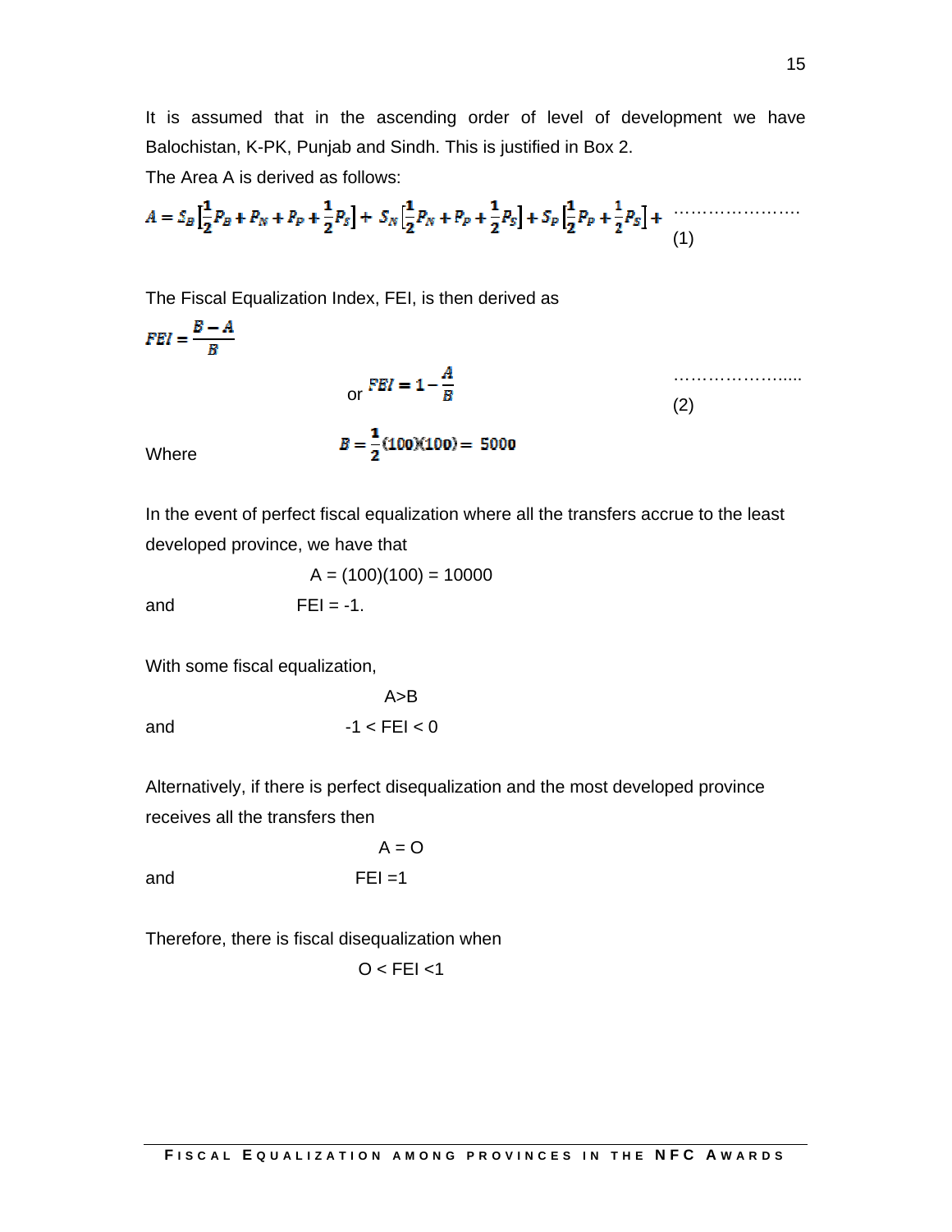It is assumed that in the ascending order of level of development we have Balochistan, K-PK, Punjab and Sindh. This is justified in Box 2.

The Area A is derived as follows:

$$A = S_B\left[\frac{1}{2}P_B + P_N + P_P + \frac{1}{2}P_S\right] + S_N\left[\frac{1}{2}P_N + P_P + \frac{1}{2}P_S\right] + S_P\left[\frac{1}{2}P_P + \frac{1}{2}P_S\right] + \quad \ldots\ldots\ldots\ldots\ldots\ldots\ldots \; (1)$$

The Fiscal Equalization Index, FEI, is then derived as

$$FEI = \frac{B - A}{B}$$

$$\text{or} \quad FEI = 1 - \frac{A}{B} \quad \ldots\ldots\ldots\ldots\ldots\ldots\ldots \; (2)$$

Where $B = \frac{1}{2}(100)(100) = 5000$

In the event of perfect fiscal equalization where all the transfers accrue to the least developed province, we have that

$$A = (100)(100) = 10000$$

and $FEI = -1$.

With some fiscal equalization,

$$A > B$$

and $-1 < FEI < 0$

Alternatively, if there is perfect disequalization and the most developed province receives all the transfers then

$$A = O$$

and $FEI = 1$

Therefore, there is fiscal disequalization when

$$O < FEI < 1$$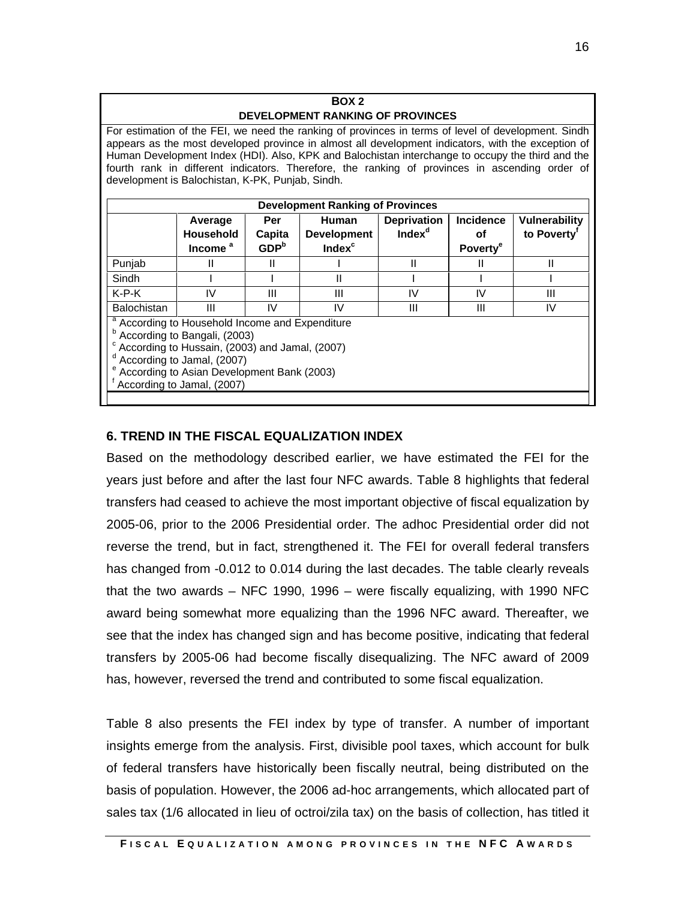**BOX 2**

**DEVELOPMENT RANKING OF PROVINCES**

For estimation of the FEI, we need the ranking of provinces in terms of level of development. Sindh appears as the most developed province in almost all development indicators, with the exception of Human Development Index (HDI). Also, KPK and Balochistan interchange to occupy the third and the fourth rank in different indicators. Therefore, the ranking of provinces in ascending order of development is Balochistan, K-PK, Punjab, Sindh.

**Development Ranking of Provinces**

| | Average Household Income [a] | Per Capita GDP[b] | Human Development Index[c] | Deprivation Index[d] | Incidence of Poverty[e] | Vulnerability to Poverty[f] |
|---|---|---|---|---|---|---|
| Punjab | II | II | I | II | II | II |
| Sindh | I | I | II | I | I | I |
| K-P-K | IV | III | III | IV | IV | III |
| Balochistan | III | IV | IV | III | III | IV |

[a] According to Household Income and Expenditure
[b] According to Bangali, (2003)
[c] According to Hussain, (2003) and Jamal, (2007)
[d] According to Jamal, (2007)
[e] According to Asian Development Bank (2003)
[f] According to Jamal, (2007)

## 6. TREND IN THE FISCAL EQUALIZATION INDEX

Based on the methodology described earlier, we have estimated the FEI for the years just before and after the last four NFC awards. Table 8 highlights that federal transfers had ceased to achieve the most important objective of fiscal equalization by 2005-06, prior to the 2006 Presidential order. The adhoc Presidential order did not reverse the trend, but in fact, strengthened it. The FEI for overall federal transfers has changed from -0.012 to 0.014 during the last decades. The table clearly reveals that the two awards – NFC 1990, 1996 – were fiscally equalizing, with 1990 NFC award being somewhat more equalizing than the 1996 NFC award. Thereafter, we see that the index has changed sign and has become positive, indicating that federal transfers by 2005-06 had become fiscally disequalizing. The NFC award of 2009 has, however, reversed the trend and contributed to some fiscal equalization.

Table 8 also presents the FEI index by type of transfer. A number of important insights emerge from the analysis. First, divisible pool taxes, which account for bulk of federal transfers have historically been fiscally neutral, being distributed on the basis of population. However, the 2006 ad-hoc arrangements, which allocated part of sales tax (1/6 allocated in lieu of octroi/zila tax) on the basis of collection, has titled it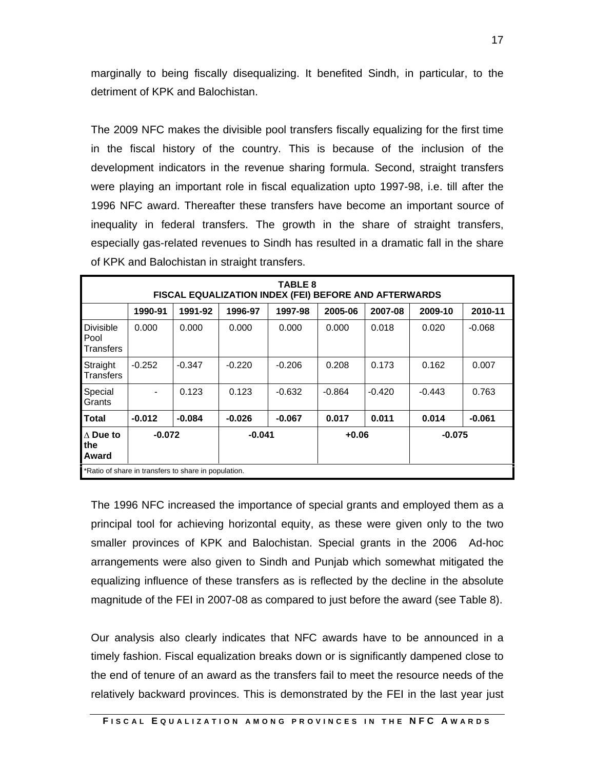marginally to being fiscally disequalizing. It benefited Sindh, in particular, to the detriment of KPK and Balochistan.

The 2009 NFC makes the divisible pool transfers fiscally equalizing for the first time in the fiscal history of the country. This is because of the inclusion of the development indicators in the revenue sharing formula. Second, straight transfers were playing an important role in fiscal equalization upto 1997-98, i.e. till after the 1996 NFC award. Thereafter these transfers have become an important source of inequality in federal transfers. The growth in the share of straight transfers, especially gas-related revenues to Sindh has resulted in a dramatic fall in the share of KPK and Balochistan in straight transfers.

**TABLE 8**
**FISCAL EQUALIZATION INDEX (FEI) BEFORE AND AFTERWARDS**

| | 1990-91 | 1991-92 | 1996-97 | 1997-98 | 2005-06 | 2007-08 | 2009-10 | 2010-11 |
|---|---|---|---|---|---|---|---|---|
| Divisible Pool Transfers | 0.000 | 0.000 | 0.000 | 0.000 | 0.000 | 0.018 | 0.020 | -0.068 |
| Straight Transfers | -0.252 | -0.347 | -0.220 | -0.206 | 0.208 | 0.173 | 0.162 | 0.007 |
| Special Grants | - | 0.123 | 0.123 | -0.632 | -0.864 | -0.420 | -0.443 | 0.763 |
| **Total** | **-0.012** | **-0.084** | **-0.026** | **-0.067** | **0.017** | **0.011** | **0.014** | **-0.061** |
| **∆ Due to the Award** | **-0.072** | | **-0.041** | | **+0.06** | | **-0.075** | |

*Ratio of share in transfers to share in population.

The 1996 NFC increased the importance of special grants and employed them as a principal tool for achieving horizontal equity, as these were given only to the two smaller provinces of KPK and Balochistan. Special grants in the 2006 Ad-hoc arrangements were also given to Sindh and Punjab which somewhat mitigated the equalizing influence of these transfers as is reflected by the decline in the absolute magnitude of the FEI in 2007-08 as compared to just before the award (see Table 8).

Our analysis also clearly indicates that NFC awards have to be announced in a timely fashion. Fiscal equalization breaks down or is significantly dampened close to the end of tenure of an award as the transfers fail to meet the resource needs of the relatively backward provinces. This is demonstrated by the FEI in the last year just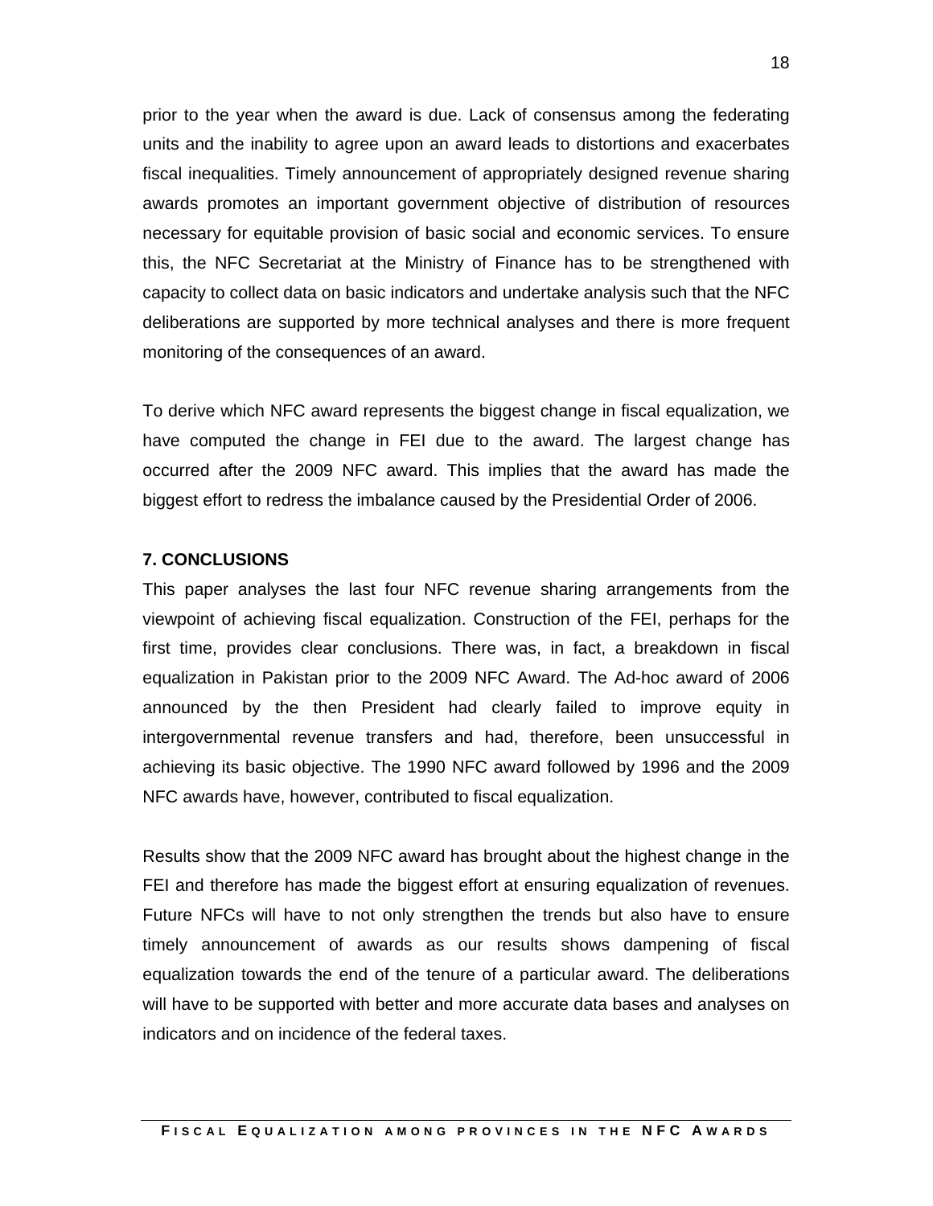prior to the year when the award is due. Lack of consensus among the federating units and the inability to agree upon an award leads to distortions and exacerbates fiscal inequalities. Timely announcement of appropriately designed revenue sharing awards promotes an important government objective of distribution of resources necessary for equitable provision of basic social and economic services. To ensure this, the NFC Secretariat at the Ministry of Finance has to be strengthened with capacity to collect data on basic indicators and undertake analysis such that the NFC deliberations are supported by more technical analyses and there is more frequent monitoring of the consequences of an award.

To derive which NFC award represents the biggest change in fiscal equalization, we have computed the change in FEI due to the award. The largest change has occurred after the 2009 NFC award. This implies that the award has made the biggest effort to redress the imbalance caused by the Presidential Order of 2006.

**7. CONCLUSIONS**

This paper analyses the last four NFC revenue sharing arrangements from the viewpoint of achieving fiscal equalization. Construction of the FEI, perhaps for the first time, provides clear conclusions. There was, in fact, a breakdown in fiscal equalization in Pakistan prior to the 2009 NFC Award. The Ad-hoc award of 2006 announced by the then President had clearly failed to improve equity in intergovernmental revenue transfers and had, therefore, been unsuccessful in achieving its basic objective. The 1990 NFC award followed by 1996 and the 2009 NFC awards have, however, contributed to fiscal equalization.

Results show that the 2009 NFC award has brought about the highest change in the FEI and therefore has made the biggest effort at ensuring equalization of revenues. Future NFCs will have to not only strengthen the trends but also have to ensure timely announcement of awards as our results shows dampening of fiscal equalization towards the end of the tenure of a particular award. The deliberations will have to be supported with better and more accurate data bases and analyses on indicators and on incidence of the federal taxes.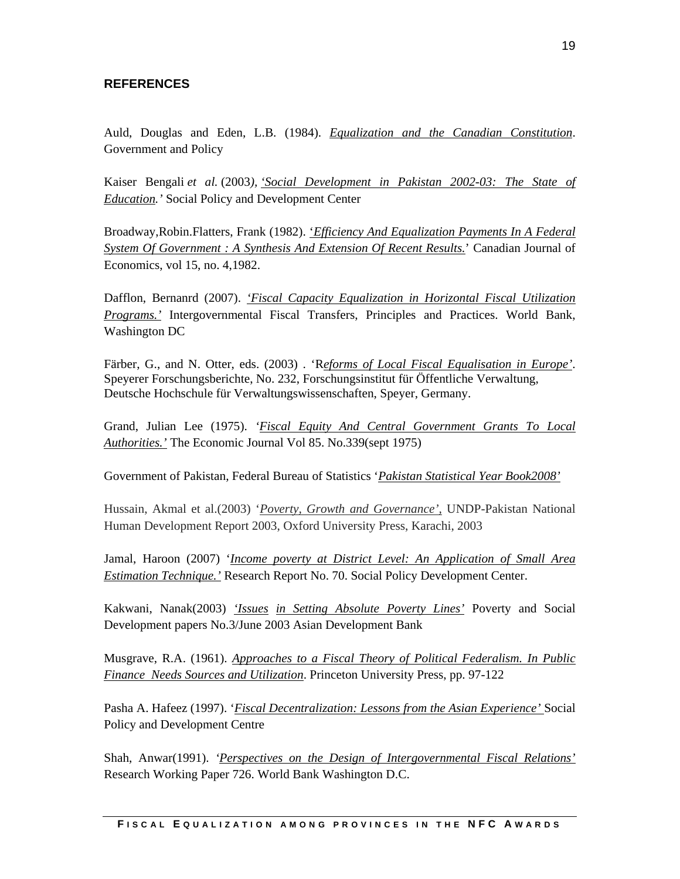## REFERENCES

Auld, Douglas and Eden, L.B. (1984). *Equalization and the Canadian Constitution*. Government and Policy

Kaiser Bengali *et al.* (2003), *'Social Development in Pakistan 2002-03: The State of Education.'* Social Policy and Development Center

Broadway,Robin.Flatters, Frank (1982). *'Efficiency And Equalization Payments In A Federal System Of Government : A Synthesis And Extension Of Recent Results.'* Canadian Journal of Economics, vol 15, no. 4,1982.

Dafflon, Bernanrd (2007). *'Fiscal Capacity Equalization in Horizontal Fiscal Utilization Programs.'* Intergovernmental Fiscal Transfers, Principles and Practices. World Bank, Washington DC

Färber, G., and N. Otter, eds. (2003) . 'R*eforms of Local Fiscal Equalisation in Europe*'. Speyerer Forschungsberichte, No. 232, Forschungsinstitut für Öffentliche Verwaltung, Deutsche Hochschule für Verwaltungswissenschaften, Speyer, Germany.

Grand, Julian Lee (1975). *'Fiscal Equity And Central Government Grants To Local Authorities.'* The Economic Journal Vol 85. No.339(sept 1975)

Government of Pakistan, Federal Bureau of Statistics '*Pakistan Statistical Year Book2008'*

Hussain, Akmal et al.(2003) '*Poverty, Growth and Governance',* UNDP-Pakistan National Human Development Report 2003, Oxford University Press, Karachi, 2003

Jamal, Haroon (2007) *'Income poverty at District Level: An Application of Small Area Estimation Technique.'* Research Report No. 70. Social Policy Development Center.

Kakwani, Nanak(2003) *'Issues in Setting Absolute Poverty Lines'* Poverty and Social Development papers No.3/June 2003 Asian Development Bank

Musgrave, R.A. (1961). *Approaches to a Fiscal Theory of Political Federalism. In Public Finance Needs Sources and Utilization*. Princeton University Press, pp. 97-122

Pasha A. Hafeez (1997). '*Fiscal Decentralization: Lessons from the Asian Experience'* Social Policy and Development Centre

Shah, Anwar(1991). *'Perspectives on the Design of Intergovernmental Fiscal Relations'* Research Working Paper 726. World Bank Washington D.C.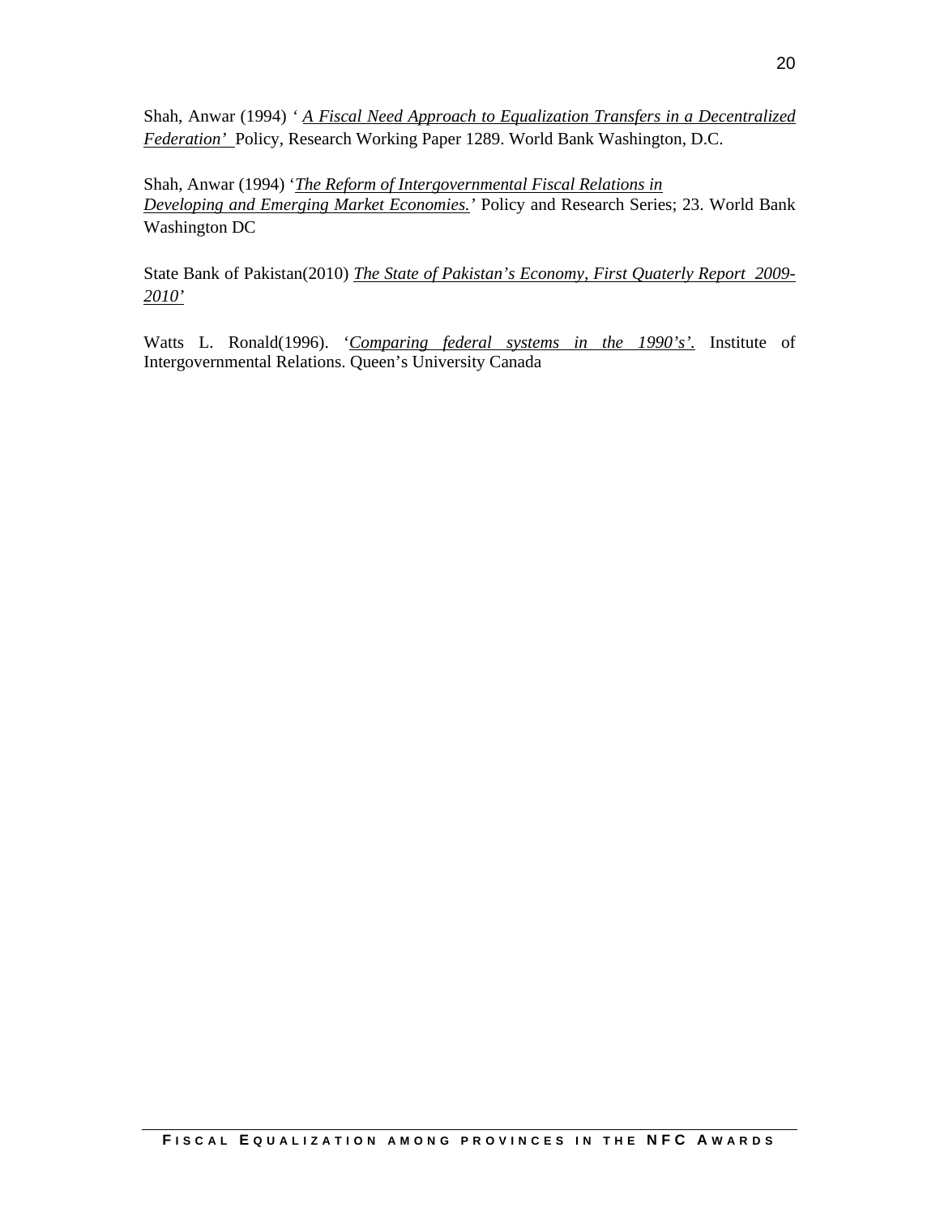Shah, Anwar (1994) ' *A Fiscal Need Approach to Equalization Transfers in a Decentralized Federation'* Policy, Research Working Paper 1289. World Bank Washington, D.C.

Shah, Anwar (1994) '*The Reform of Intergovernmental Fiscal Relations in Developing and Emerging Market Economies.*' Policy and Research Series; 23. World Bank Washington DC

State Bank of Pakistan(2010) *The State of Pakistan's Economy, First Quaterly Report 2009-2010'*

Watts L. Ronald(1996). '*Comparing federal systems in the 1990's'.* Institute of Intergovernmental Relations. Queen's University Canada